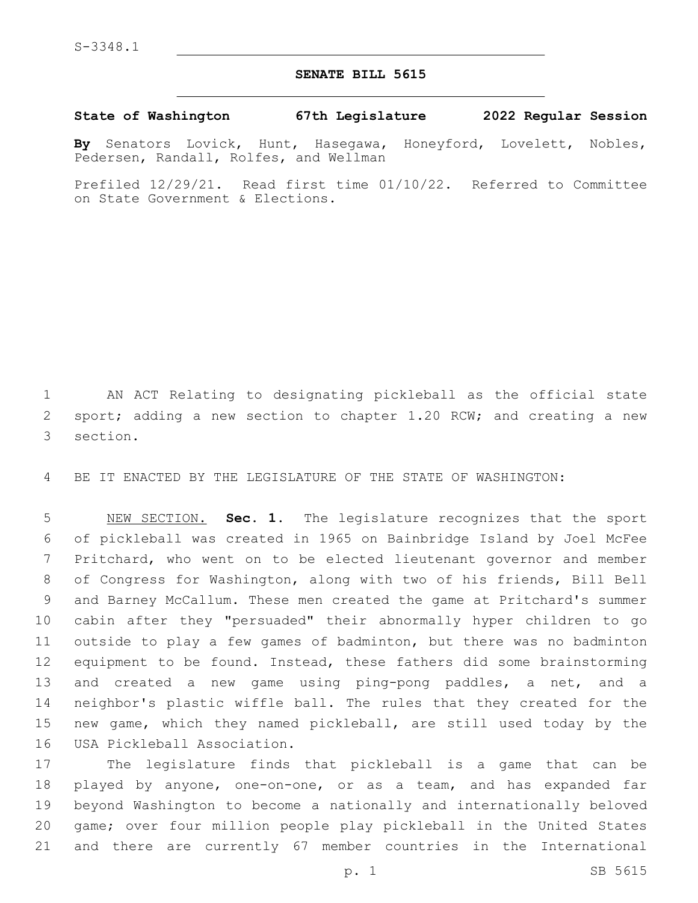S-3348.1

# SENATE BILL 5615

**State of Washington 67th Legislature 2022 Regular Session**

**By** Senators Lovick, Hunt, Hasegawa, Honeyford, Lovelett, Nobles, Pedersen, Randall, Rolfes, and Wellman

Prefiled 12/29/21. Read first time 01/10/22. Referred to Committee on State Government & Elections.

AN ACT Relating to designating pickleball as the official state sport; adding a new section to chapter 1.20 RCW; and creating a new section.

BE IT ENACTED BY THE LEGISLATURE OF THE STATE OF WASHINGTON:

NEW SECTION. **Sec. 1.** The legislature recognizes that the sport of pickleball was created in 1965 on Bainbridge Island by Joel McFee Pritchard, who went on to be elected lieutenant governor and member of Congress for Washington, along with two of his friends, Bill Bell and Barney McCallum. These men created the game at Pritchard's summer cabin after they "persuaded" their abnormally hyper children to go outside to play a few games of badminton, but there was no badminton equipment to be found. Instead, these fathers did some brainstorming and created a new game using ping-pong paddles, a net, and a neighbor's plastic wiffle ball. The rules that they created for the new game, which they named pickleball, are still used today by the USA Pickleball Association.

The legislature finds that pickleball is a game that can be played by anyone, one-on-one, or as a team, and has expanded far beyond Washington to become a nationally and internationally beloved game; over four million people play pickleball in the United States and there are currently 67 member countries in the International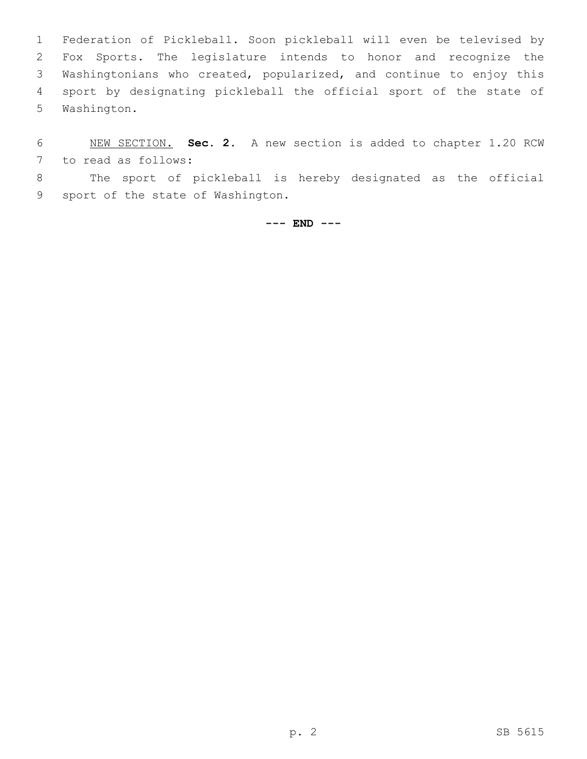Federation of Pickleball. Soon pickleball will even be televised by Fox Sports. The legislature intends to honor and recognize the Washingtonians who created, popularized, and continue to enjoy this sport by designating pickleball the official sport of the state of Washington.

NEW SECTION. **Sec. 2.** A new section is added to chapter 1.20 RCW to read as follows:

The sport of pickleball is hereby designated as the official sport of the state of Washington.

**--- END ---**